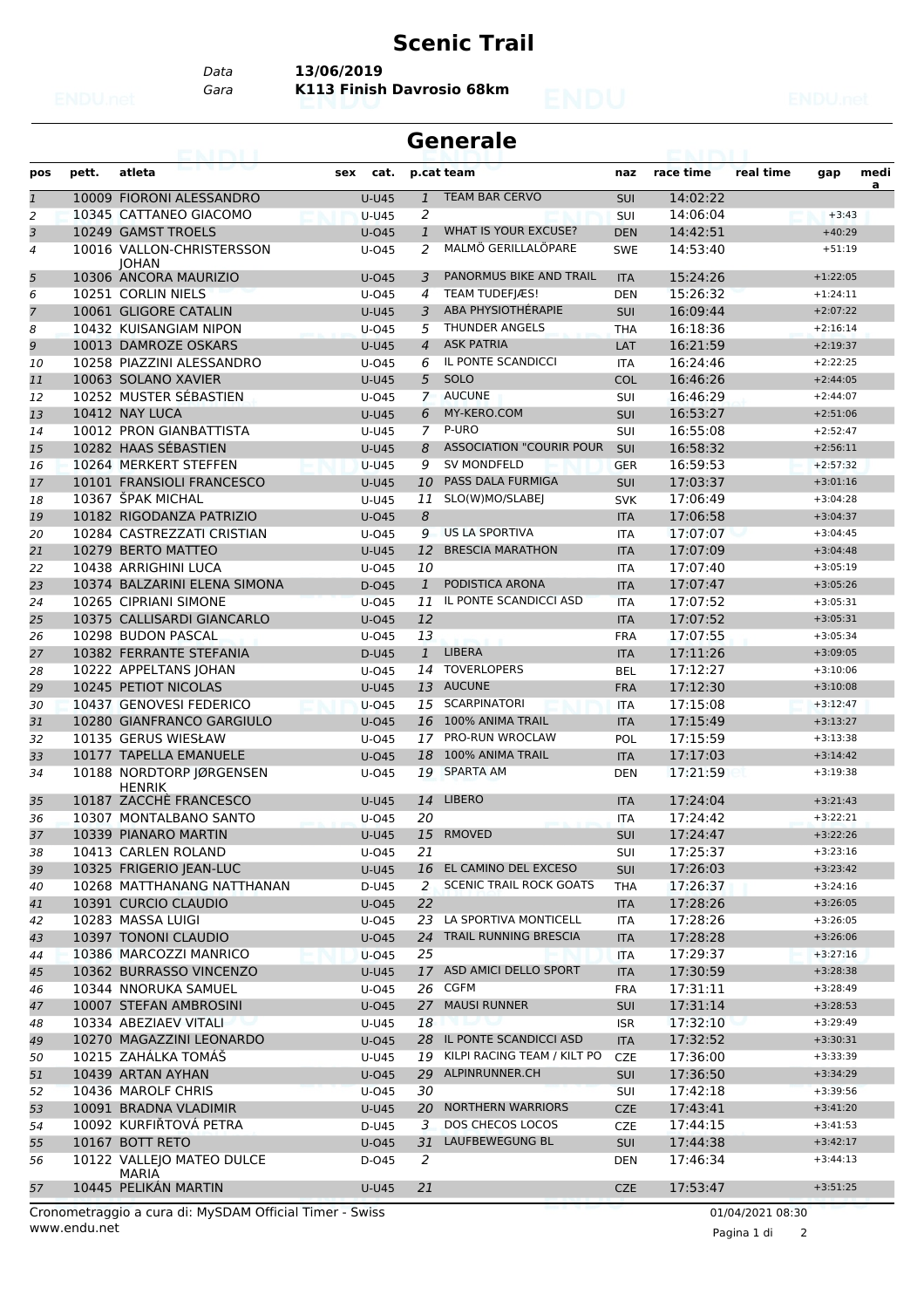# Scenic Trail

Data **13/06/2019**
Gara **K113 Finish Davrosio 68km**

## Generale

| pos | pett. | atleta | sex | cat. | p.cat | team | naz | race time | real time | gap | medi a |
|---|---|---|---|---|---|---|---|---|---|---|---|
| 1 | 10009 | FIORONI ALESSANDRO | | U-U45 | 1 | TEAM BAR CERVO | SUI | 14:02:22 | | | |
| 2 | 10345 | CATTANEO GIACOMO | | U-U45 | 2 | | SUI | 14:06:04 | | +3:43 | |
| 3 | 10249 | GAMST TROELS | | U-O45 | 1 | WHAT IS YOUR EXCUSE? | DEN | 14:42:51 | | +40:29 | |
| 4 | 10016 | VALLON-CHRISTERSSON JOHAN | | U-O45 | 2 | MALMÖ GERILLALÖPARE | SWE | 14:53:40 | | +51:19 | |
| 5 | 10306 | ANCORA MAURIZIO | | U-O45 | 3 | PANORMUS BIKE AND TRAIL | ITA | 15:24:26 | | +1:22:05 | |
| 6 | 10251 | CORLIN NIELS | | U-O45 | 4 | TEAM TUDEFJÆS! | DEN | 15:26:32 | | +1:24:11 | |
| 7 | 10061 | GLIGORE CATALIN | | U-U45 | 3 | ABA PHYSIOTHÉRAPIE | SUI | 16:09:44 | | +2:07:22 | |
| 8 | 10432 | KUISANGIAM NIPON | | U-O45 | 5 | THUNDER ANGELS | THA | 16:18:36 | | +2:16:14 | |
| 9 | 10013 | DAMROZE OSKARS | | U-U45 | 4 | ASK PATRIA | LAT | 16:21:59 | | +2:19:37 | |
| 10 | 10258 | PIAZZINI ALESSANDRO | | U-O45 | 6 | IL PONTE SCANDICCI | ITA | 16:24:46 | | +2:22:25 | |
| 11 | 10063 | SOLANO XAVIER | | U-U45 | 5 | SOLO | COL | 16:46:26 | | +2:44:05 | |
| 12 | 10252 | MUSTER SÉBASTIEN | | U-O45 | 7 | AUCUNE | SUI | 16:46:29 | | +2:44:07 | |
| 13 | 10412 | NAY LUCA | | U-U45 | 6 | MY-KERO.COM | SUI | 16:53:27 | | +2:51:06 | |
| 14 | 10012 | PRON GIANBATTISTA | | U-U45 | 7 | P-URO | SUI | 16:55:08 | | +2:52:47 | |
| 15 | 10282 | HAAS SÉBASTIEN | | U-U45 | 8 | ASSOCIATION "COURIR POUR | SUI | 16:58:32 | | +2:56:11 | |
| 16 | 10264 | MERKERT STEFFEN | | U-U45 | 9 | SV MONDFELD | GER | 16:59:53 | | +2:57:32 | |
| 17 | 10101 | FRANSIOLI FRANCESCO | | U-U45 | 10 | PASS DALA FURMIGA | SUI | 17:03:37 | | +3:01:16 | |
| 18 | 10367 | ŠPAK MICHAL | | U-U45 | 11 | SLO(W)MO/SLABEJ | SVK | 17:06:49 | | +3:04:28 | |
| 19 | 10182 | RIGODANZA PATRIZIO | | U-O45 | 8 | | ITA | 17:06:58 | | +3:04:37 | |
| 20 | 10284 | CASTREZZATI CRISTIAN | | U-O45 | 9 | US LA SPORTIVA | ITA | 17:07:07 | | +3:04:45 | |
| 21 | 10279 | BERTO MATTEO | | U-U45 | 12 | BRESCIA MARATHON | ITA | 17:07:09 | | +3:04:48 | |
| 22 | 10438 | ARRIGHINI LUCA | | U-O45 | 10 | | ITA | 17:07:40 | | +3:05:19 | |
| 23 | 10374 | BALZARINI ELENA SIMONA | | D-O45 | 1 | PODISTICA ARONA | ITA | 17:07:47 | | +3:05:26 | |
| 24 | 10265 | CIPRIANI SIMONE | | U-O45 | 11 | IL PONTE SCANDICCI ASD | ITA | 17:07:52 | | +3:05:31 | |
| 25 | 10375 | CALLISARDI GIANCARLO | | U-O45 | 12 | | ITA | 17:07:52 | | +3:05:31 | |
| 26 | 10298 | BUDON PASCAL | | U-O45 | 13 | | FRA | 17:07:55 | | +3:05:34 | |
| 27 | 10382 | FERRANTE STEFANIA | | D-U45 | 1 | LIBERA | ITA | 17:11:26 | | +3:09:05 | |
| 28 | 10222 | APPELTANS JOHAN | | U-O45 | 14 | TOVERLOPERS | BEL | 17:12:27 | | +3:10:06 | |
| 29 | 10245 | PETIOT NICOLAS | | U-U45 | 13 | AUCUNE | FRA | 17:12:30 | | +3:10:08 | |
| 30 | 10437 | GENOVESI FEDERICO | | U-O45 | 15 | SCARPINATORI | ITA | 17:15:08 | | +3:12:47 | |
| 31 | 10280 | GIANFRANCO GARGIULO | | U-O45 | 16 | 100% ANIMA TRAIL | ITA | 17:15:49 | | +3:13:27 | |
| 32 | 10135 | GERUS WIESŁAW | | U-O45 | 17 | PRO-RUN WROCLAW | POL | 17:15:59 | | +3:13:38 | |
| 33 | 10177 | TAPELLA EMANUELE | | U-O45 | 18 | 100% ANIMA TRAIL | ITA | 17:17:03 | | +3:14:42 | |
| 34 | 10188 | NORDTORP JØRGENSEN HENRIK | | U-O45 | 19 | SPARTA AM | DEN | 17:21:59 | | +3:19:38 | |
| 35 | 10187 | ZACCHÈ FRANCESCO | | U-U45 | 14 | LIBERO | ITA | 17:24:04 | | +3:21:43 | |
| 36 | 10307 | MONTALBANO SANTO | | U-O45 | 20 | | ITA | 17:24:42 | | +3:22:21 | |
| 37 | 10339 | PIANARO MARTIN | | U-U45 | 15 | RMOVED | SUI | 17:24:47 | | +3:22:26 | |
| 38 | 10413 | CARLEN ROLAND | | U-O45 | 21 | | SUI | 17:25:37 | | +3:23:16 | |
| 39 | 10325 | FRIGERIO JEAN-LUC | | U-U45 | 16 | EL CAMINO DEL EXCESO | SUI | 17:26:03 | | +3:23:42 | |
| 40 | 10268 | MATTHANANG NATTHANAN | | D-U45 | 2 | SCENIC TRAIL ROCK GOATS | THA | 17:26:37 | | +3:24:16 | |
| 41 | 10391 | CURCIO CLAUDIO | | U-O45 | 22 | | ITA | 17:28:26 | | +3:26:05 | |
| 42 | 10283 | MASSA LUIGI | | U-O45 | 23 | LA SPORTIVA MONTICELL | ITA | 17:28:26 | | +3:26:05 | |
| 43 | 10397 | TONONI CLAUDIO | | U-O45 | 24 | TRAIL RUNNING BRESCIA | ITA | 17:28:28 | | +3:26:06 | |
| 44 | 10386 | MARCOZZI MANRICO | | U-O45 | 25 | | ITA | 17:29:37 | | +3:27:16 | |
| 45 | 10362 | BURRASSO VINCENZO | | U-U45 | 17 | ASD AMICI DELLO SPORT | ITA | 17:30:59 | | +3:28:38 | |
| 46 | 10344 | NNORUKA SAMUEL | | U-O45 | 26 | CGFM | FRA | 17:31:11 | | +3:28:49 | |
| 47 | 10007 | STEFAN AMBROSINI | | U-O45 | 27 | MAUSI RUNNER | SUI | 17:31:14 | | +3:28:53 | |
| 48 | 10334 | ABEZIAEV VITALI | | U-U45 | 18 | | ISR | 17:32:10 | | +3:29:49 | |
| 49 | 10270 | MAGAZZINI LEONARDO | | U-O45 | 28 | IL PONTE SCANDICCI ASD | ITA | 17:32:52 | | +3:30:31 | |
| 50 | 10215 | ZAHÁLKA TOMÁŠ | | U-U45 | 19 | KILPI RACING TEAM / KILT PO | CZE | 17:36:00 | | +3:33:39 | |
| 51 | 10439 | ARTAN AYHAN | | U-O45 | 29 | ALPINRUNNER.CH | SUI | 17:36:50 | | +3:34:29 | |
| 52 | 10436 | MAROLF CHRIS | | U-O45 | 30 | | SUI | 17:42:18 | | +3:39:56 | |
| 53 | 10091 | BRADNA VLADIMIR | | U-U45 | 20 | NORTHERN WARRIORS | CZE | 17:43:41 | | +3:41:20 | |
| 54 | 10092 | KURFIŘTOVÁ PETRA | | D-U45 | 3 | DOS CHECOS LOCOS | CZE | 17:44:15 | | +3:41:53 | |
| 55 | 10167 | BOTT RETO | | U-O45 | 31 | LAUFBEWEGUNG BL | SUI | 17:44:38 | | +3:42:17 | |
| 56 | 10122 | VALLEJO MATEO DULCE MARIA | | D-O45 | 2 | | DEN | 17:46:34 | | +3:44:13 | |
| 57 | 10445 | PELIKÁN MARTIN | | U-U45 | 21 | | CZE | 17:53:47 | | +3:51:25 | |

Cronometraggio a cura di: MySDAM Official Timer - Swiss
www.endu.net

01/04/2021 08:30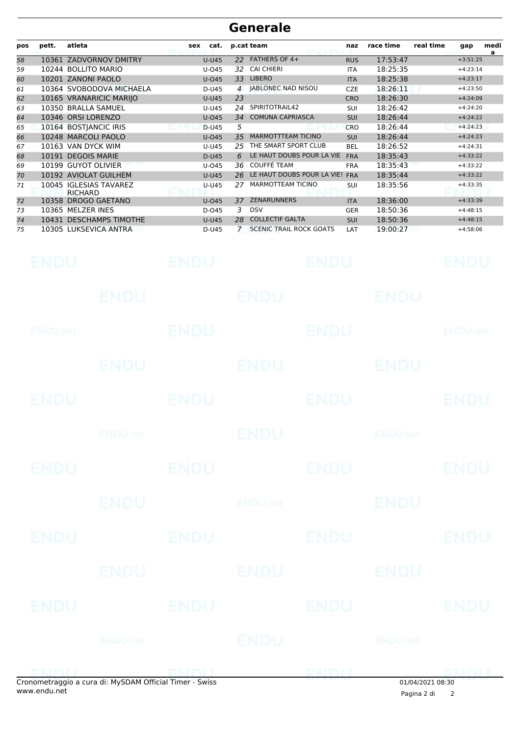# Generale

| pos | pett. | atleta | sex | cat. | p.cat | team | naz | race time | real time | gap | media |
|---|---|---|---|---|---|---|---|---|---|---|---|
| 58 | 10361 | ZADVORNOV DMITRY | | U-U45 | 22 | FATHERS OF 4+ | RUS | 17:53:47 | | +3:51:25 | |
| 59 | 10244 | BOLLITO MARIO | | U-O45 | 32 | CAI CHIERI | ITA | 18:25:35 | | +4:23:14 | |
| 60 | 10201 | ZANONI PAOLO | | U-O45 | 33 | LIBERO | ITA | 18:25:38 | | +4:23:17 | |
| 61 | 10364 | SVOBODOVA MICHAELA | | D-U45 | 4 | JABLONEC NAD NISOU | CZE | 18:26:11 | | +4:23:50 | |
| 62 | 10165 | VRANARICIC MARIJO | | U-U45 | 23 | | CRO | 18:26:30 | | +4:24:09 | |
| 63 | 10350 | BRALLA SAMUEL | | U-U45 | 24 | SPIRITOTRAIL42 | SUI | 18:26:42 | | +4:24:20 | |
| 64 | 10346 | ORSI LORENZO | | U-O45 | 34 | COMUNA CAPRIASCA | SUI | 18:26:44 | | +4:24:22 | |
| 65 | 10164 | BOSTJANCIC IRIS | | D-U45 | 5 | | CRO | 18:26:44 | | +4:24:23 | |
| 66 | 10248 | MARCOLI PAOLO | | U-O45 | 35 | MARMOTTTEAM TICINO | SUI | 18:26:44 | | +4:24:23 | |
| 67 | 10163 | VAN DYCK WIM | | U-U45 | 25 | THE SMART SPORT CLUB | BEL | 18:26:52 | | +4:24:31 | |
| 68 | 10191 | DEGOIS MARIE | | D-U45 | 6 | LE HAUT DOUBS POUR LA VIE | FRA | 18:35:43 | | +4:33:22 | |
| 69 | 10199 | GUYOT OLIVIER | | U-O45 | 36 | COUFFÉ TEAM | FRA | 18:35:43 | | +4:33:22 | |
| 70 | 10192 | AVIOLAT GUILHEM | | U-U45 | 26 | LE HAUT DOUBS POUR LA VIE! | FRA | 18:35:44 | | +4:33:22 | |
| 71 | 10045 | IGLESIAS TAVAREZ RICHARD | | U-U45 | 27 | MARMOTTEAM TICINO | SUI | 18:35:56 | | +4:33:35 | |
| 72 | 10358 | DROGO GAETANO | | U-O45 | 37 | ZENARUNNERS | ITA | 18:36:00 | | +4:33:39 | |
| 73 | 10365 | MELZER INES | | D-O45 | 3 | DSV | GER | 18:50:36 | | +4:48:15 | |
| 74 | 10431 | DESCHAMPS TIMOTHE | | U-U45 | 28 | COLLECTIF GALTA | SUI | 18:50:36 | | +4:48:15 | |
| 75 | 10305 | LUKSEVICA ANTRA | | D-U45 | 7 | SCENIC TRAIL ROCK GOATS | LAT | 19:00:27 | | +4:58:06 | |

Cronometraggio a cura di: MySDAM Official Timer - Swiss
www.endu.net

01/04/2021 08:30